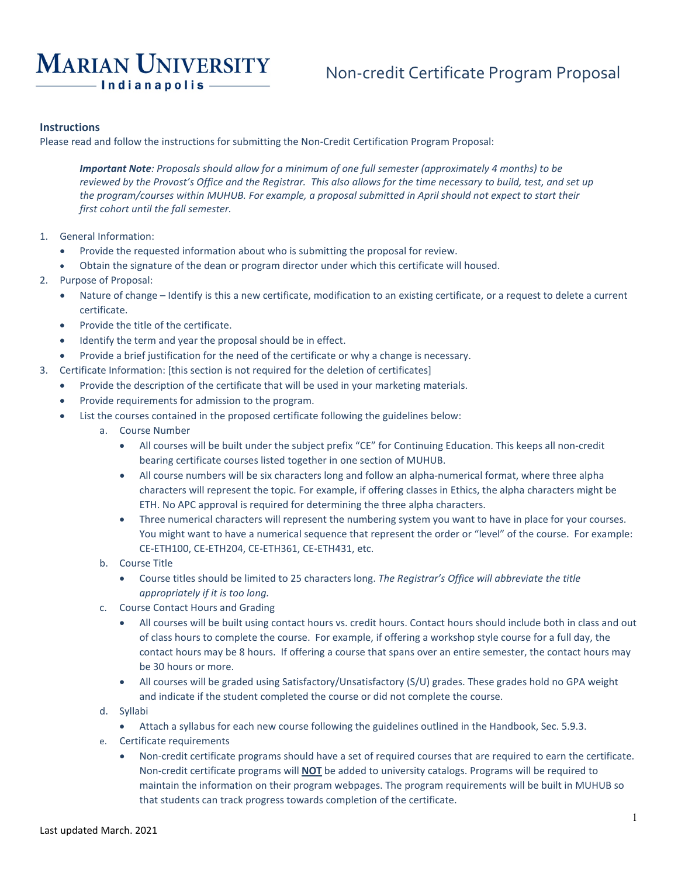# MARIAN UNIVERSITY Indianapolis

# Non-credit Certificate Program Proposal

## Instructions

Please read and follow the instructions for submitting the Non-Credit Certification Program Proposal:

> ***Important Note**: Proposals should allow for a minimum of one full semester (approximately 4 months) to be reviewed by the Provost's Office and the Registrar. This also allows for the time necessary to build, test, and set up the program/courses within MUHUB. For example, a proposal submitted in April should not expect to start their first cohort until the fall semester.*

1. General Information:
   - Provide the requested information about who is submitting the proposal for review.
   - Obtain the signature of the dean or program director under which this certificate will housed.
2. Purpose of Proposal:
   - Nature of change – Identify is this a new certificate, modification to an existing certificate, or a request to delete a current certificate.
   - Provide the title of the certificate.
   - Identify the term and year the proposal should be in effect.
   - Provide a brief justification for the need of the certificate or why a change is necessary.
3. Certificate Information: [this section is not required for the deletion of certificates]
   - Provide the description of the certificate that will be used in your marketing materials.
   - Provide requirements for admission to the program.
   - List the courses contained in the proposed certificate following the guidelines below:
     a. Course Number
        - All courses will be built under the subject prefix "CE" for Continuing Education. This keeps all non-credit bearing certificate courses listed together in one section of MUHUB.
        - All course numbers will be six characters long and follow an alpha-numerical format, where three alpha characters will represent the topic. For example, if offering classes in Ethics, the alpha characters might be ETH. No APC approval is required for determining the three alpha characters.
        - Three numerical characters will represent the numbering system you want to have in place for your courses. You might want to have a numerical sequence that represent the order or "level" of the course. For example: CE-ETH100, CE-ETH204, CE-ETH361, CE-ETH431, etc.

     b. Course Title
        - Course titles should be limited to 25 characters long. *The Registrar's Office will abbreviate the title appropriately if it is too long.*

     c. Course Contact Hours and Grading
        - All courses will be built using contact hours vs. credit hours. Contact hours should include both in class and out of class hours to complete the course. For example, if offering a workshop style course for a full day, the contact hours may be 8 hours. If offering a course that spans over an entire semester, the contact hours may be 30 hours or more.
        - All courses will be graded using Satisfactory/Unsatisfactory (S/U) grades. These grades hold no GPA weight and indicate if the student completed the course or did not complete the course.

     d. Syllabi
        - Attach a syllabus for each new course following the guidelines outlined in the Handbook, Sec. 5.9.3.

     e. Certificate requirements
        - Non-credit certificate programs should have a set of required courses that are required to earn the certificate. Non-credit certificate programs will **<u>NOT</u>** be added to university catalogs. Programs will be required to maintain the information on their program webpages. The program requirements will be built in MUHUB so that students can track progress towards completion of the certificate.

Last updated March. 2021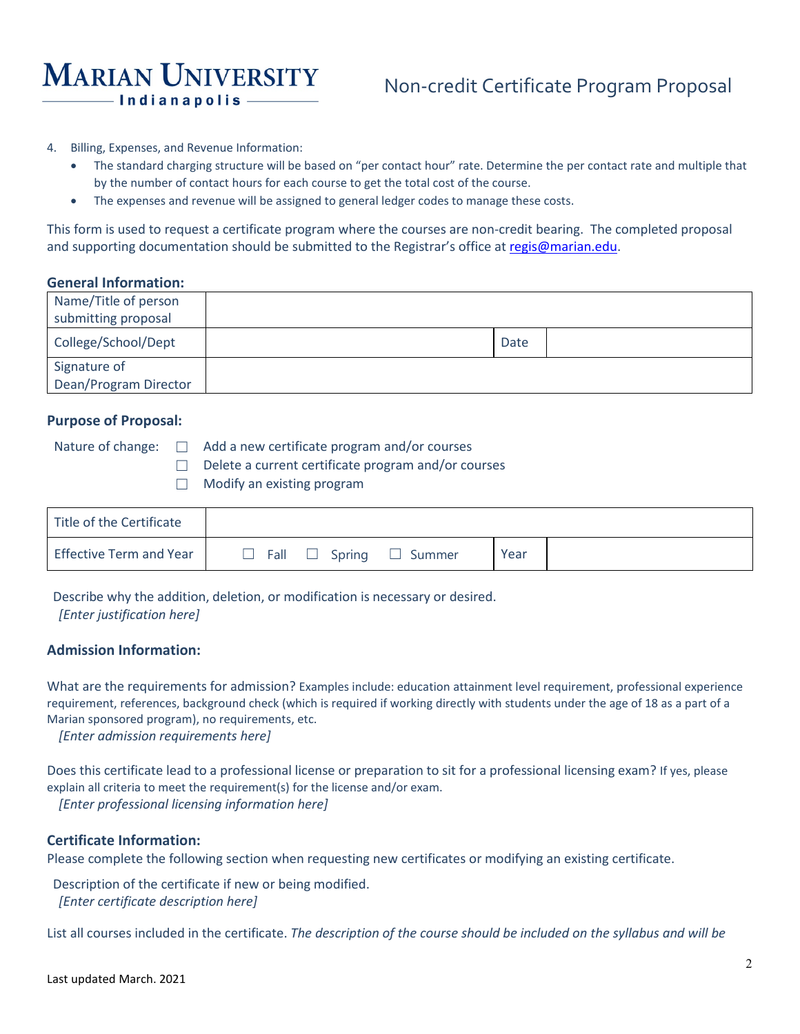4. Billing, Expenses, and Revenue Information:
   - The standard charging structure will be based on "per contact hour" rate. Determine the per contact rate and multiple that by the number of contact hours for each course to get the total cost of the course.
   - The expenses and revenue will be assigned to general ledger codes to manage these costs.

This form is used to request a certificate program where the courses are non-credit bearing. The completed proposal and supporting documentation should be submitted to the Registrar's office at regis@marian.edu.

**General Information:**

| Name/Title of person submitting proposal | | | |
|---|---|---|---|
| College/School/Dept | | Date | |
| Signature of Dean/Program Director | | | |

**Purpose of Proposal:**

Nature of change:
- ☐ Add a new certificate program and/or courses
- ☐ Delete a current certificate program and/or courses
- ☐ Modify an existing program

| Title of the Certificate | | | |
|---|---|---|---|
| Effective Term and Year | ☐ Fall ☐ Spring ☐ Summer | Year | |

Describe why the addition, deletion, or modification is necessary or desired.
*[Enter justification here]*

**Admission Information:**

What are the requirements for admission? Examples include: education attainment level requirement, professional experience requirement, references, background check (which is required if working directly with students under the age of 18 as a part of a Marian sponsored program), no requirements, etc.
*[Enter admission requirements here]*

Does this certificate lead to a professional license or preparation to sit for a professional licensing exam? If yes, please explain all criteria to meet the requirement(s) for the license and/or exam.
*[Enter professional licensing information here]*

**Certificate Information:**

Please complete the following section when requesting new certificates or modifying an existing certificate.

Description of the certificate if new or being modified.
*[Enter certificate description here]*

List all courses included in the certificate. *The description of the course should be included on the syllabus and will be*

Last updated March. 2021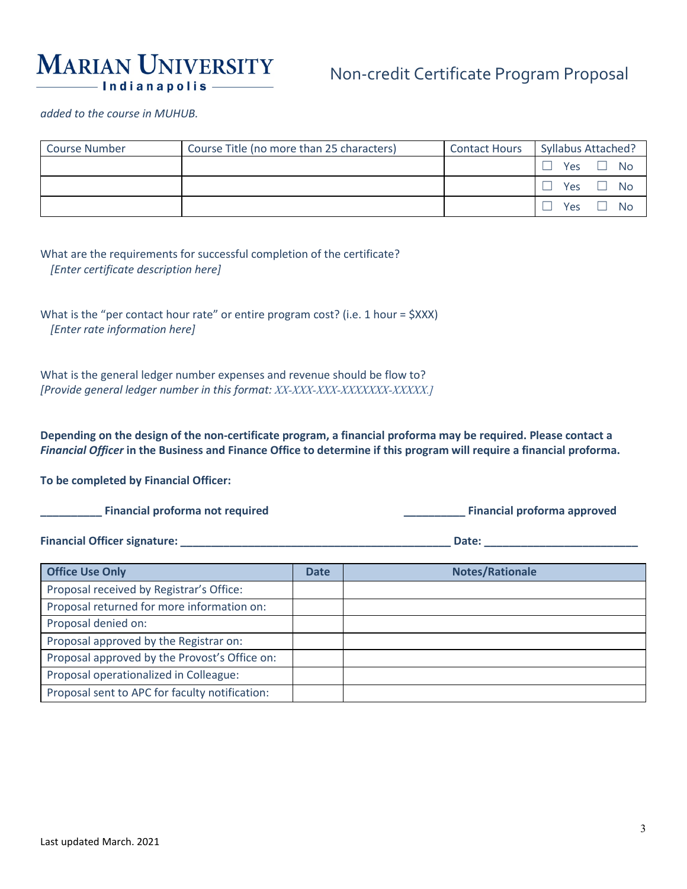*added to the course in MUHUB.*

| Course Number | Course Title (no more than 25 characters) | Contact Hours | Syllabus Attached? |
|---|---|---|---|
| | | | ☐ Yes ☐ No |
| | | | ☐ Yes ☐ No |
| | | | ☐ Yes ☐ No |

What are the requirements for successful completion of the certificate?
*[Enter certificate description here]*

What is the "per contact hour rate" or entire program cost? (i.e. 1 hour = $XXX)
*[Enter rate information here]*

What is the general ledger number expenses and revenue should be flow to?
*[Provide general ledger number in this format: XX-XXX-XXX-XXXXXXX-XXXXX.]*

**Depending on the design of the non-certificate program, a financial proforma may be required. Please contact a *Financial Officer* in the Business and Finance Office to determine if this program will require a financial proforma.**

**To be completed by Financial Officer:**

**__________ Financial proforma not required** **__________ Financial proforma approved**

**Financial Officer signature: _____________________________________________ Date: _________________________**

| Office Use Only | Date | Notes/Rationale |
|---|---|---|
| Proposal received by Registrar's Office: | | |
| Proposal returned for more information on: | | |
| Proposal denied on: | | |
| Proposal approved by the Registrar on: | | |
| Proposal approved by the Provost's Office on: | | |
| Proposal operationalized in Colleague: | | |
| Proposal sent to APC for faculty notification: | | |